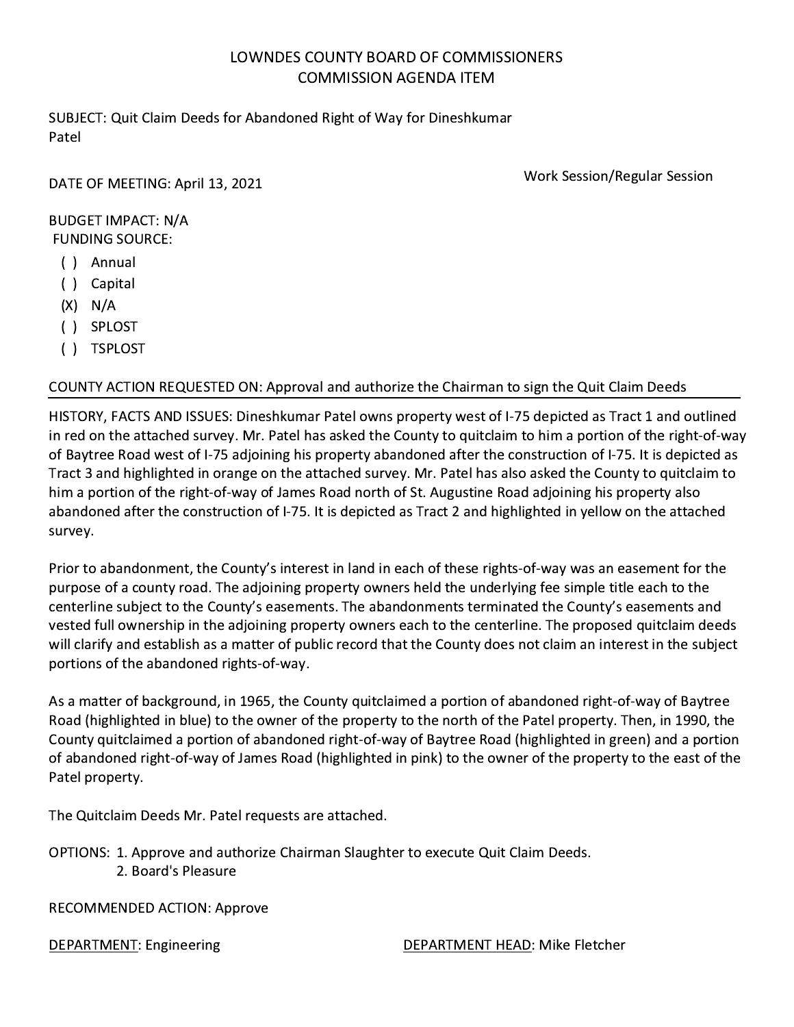# LOWNDES COUNTY BOARD OF COMMISSIONERS
## COMMISSION AGENDA ITEM

SUBJECT: Quit Claim Deeds for Abandoned Right of Way for Dineshkumar Patel

DATE OF MEETING: April 13, 2021

Work Session/Regular Session

BUDGET IMPACT: N/A

FUNDING SOURCE:

- ( ) Annual
- ( ) Capital
- (X) N/A
- ( ) SPLOST
- ( ) TSPLOST

COUNTY ACTION REQUESTED ON: Approval and authorize the Chairman to sign the Quit Claim Deeds

HISTORY, FACTS AND ISSUES: Dineshkumar Patel owns property west of I-75 depicted as Tract 1 and outlined in red on the attached survey. Mr. Patel has asked the County to quitclaim to him a portion of the right-of-way of Baytree Road west of I-75 adjoining his property abandoned after the construction of I-75. It is depicted as Tract 3 and highlighted in orange on the attached survey. Mr. Patel has also asked the County to quitclaim to him a portion of the right-of-way of James Road north of St. Augustine Road adjoining his property also abandoned after the construction of I-75. It is depicted as Tract 2 and highlighted in yellow on the attached survey.

Prior to abandonment, the County's interest in land in each of these rights-of-way was an easement for the purpose of a county road. The adjoining property owners held the underlying fee simple title each to the centerline subject to the County's easements. The abandonments terminated the County's easements and vested full ownership in the adjoining property owners each to the centerline. The proposed quitclaim deeds will clarify and establish as a matter of public record that the County does not claim an interest in the subject portions of the abandoned rights-of-way.

As a matter of background, in 1965, the County quitclaimed a portion of abandoned right-of-way of Baytree Road (highlighted in blue) to the owner of the property to the north of the Patel property. Then, in 1990, the County quitclaimed a portion of abandoned right-of-way of Baytree Road (highlighted in green) and a portion of abandoned right-of-way of James Road (highlighted in pink) to the owner of the property to the east of the Patel property.

The Quitclaim Deeds Mr. Patel requests are attached.

OPTIONS:
1. Approve and authorize Chairman Slaughter to execute Quit Claim Deeds.
2. Board's Pleasure

RECOMMENDED ACTION: Approve

DEPARTMENT: Engineering

DEPARTMENT HEAD: Mike Fletcher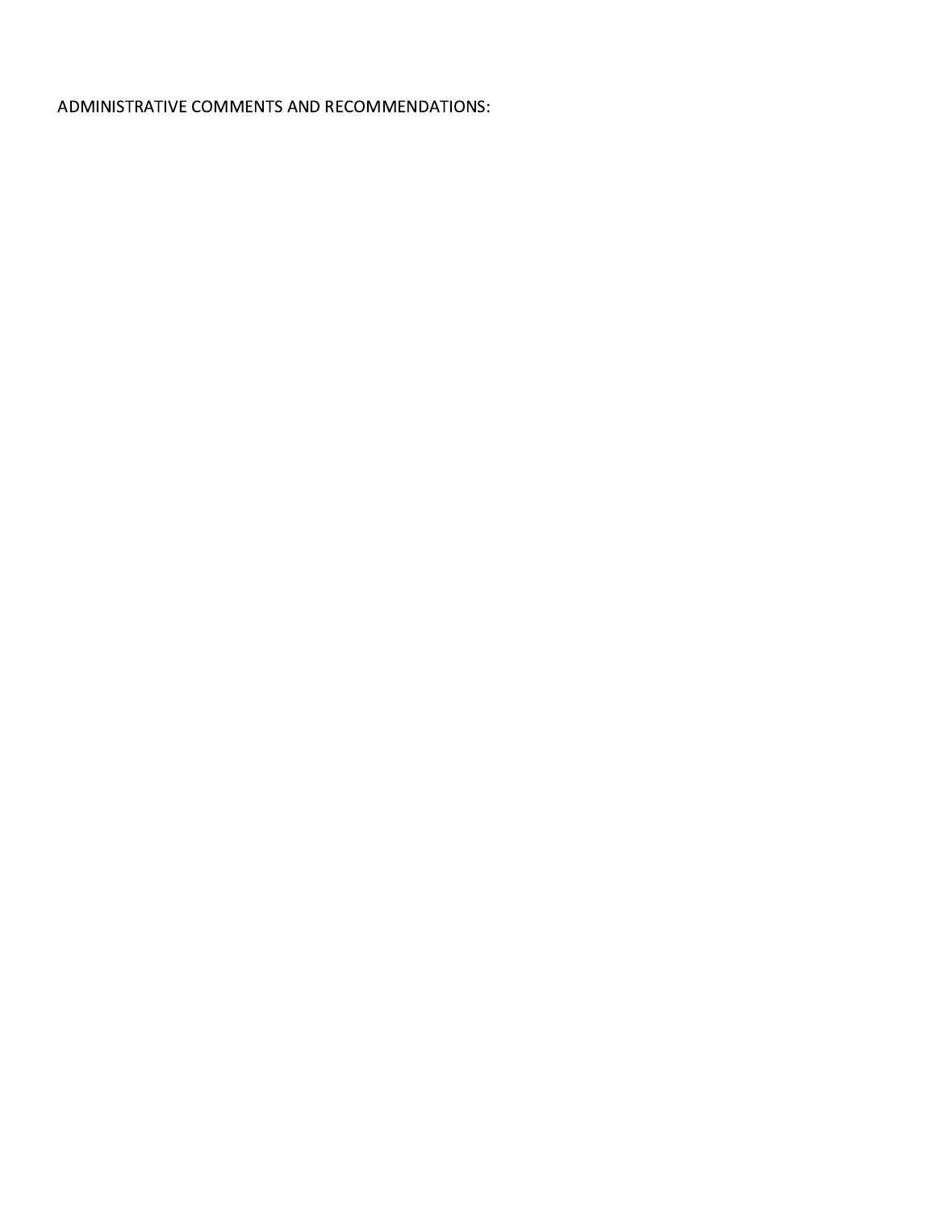ADMINISTRATIVE COMMENTS AND RECOMMENDATIONS: